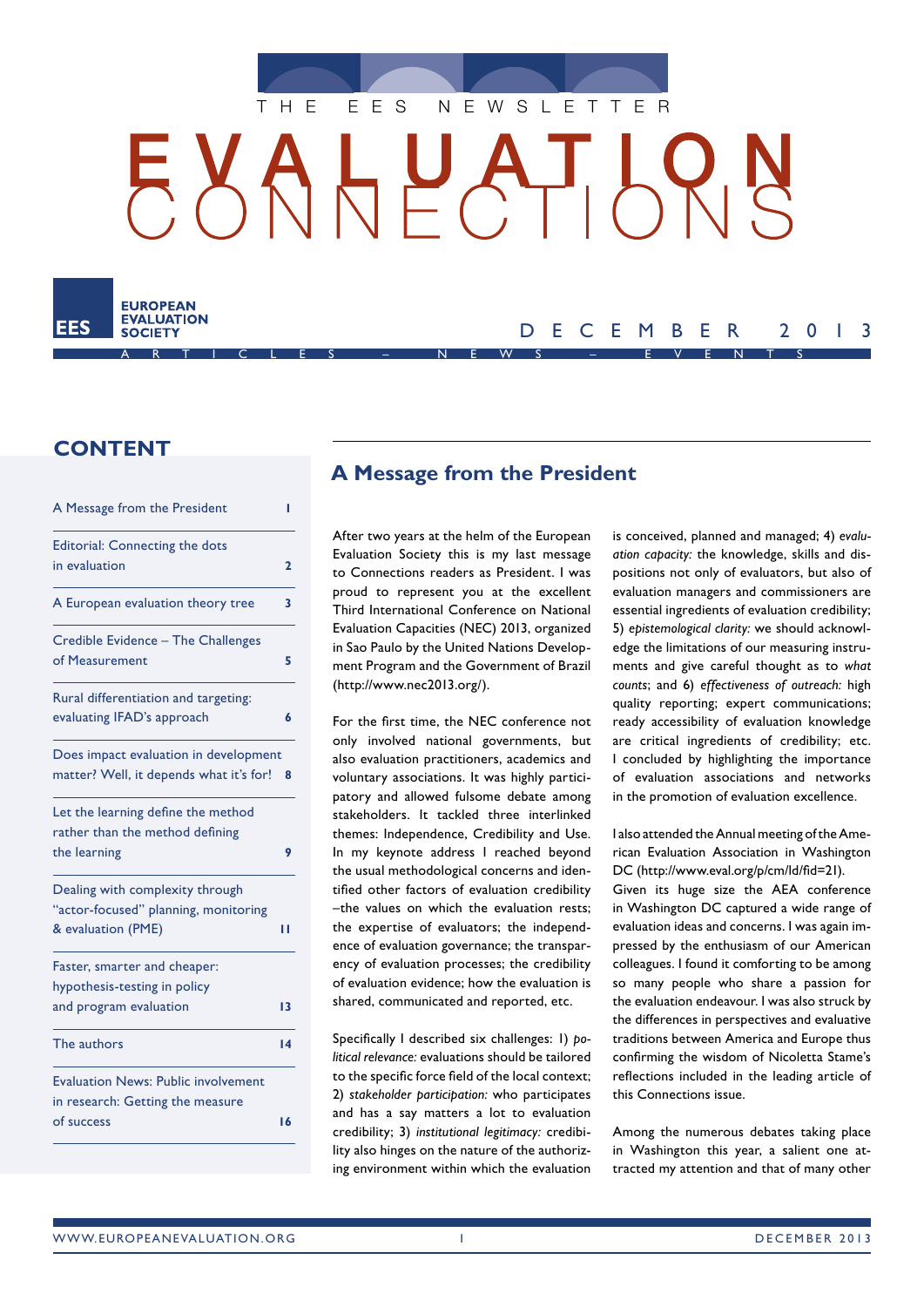THE EES NEWSLETTER

# EVALUATION CONNECTIONS

EUROPEAN EVALUATION SOCIETY

DECEMBER 2013

ARTICLES – NEWS – EVENTS

## CONTENT

| | |
|---|---|
| A Message from the President | 1 |
| Editorial: Connecting the dots in evaluation | 2 |
| A European evaluation theory tree | 3 |
| Credible Evidence – The Challenges of Measurement | 5 |
| Rural differentiation and targeting: evaluating IFAD's approach | 6 |
| Does impact evaluation in development matter? Well, it depends what it's for! | 8 |
| Let the learning define the method rather than the method defining the learning | 9 |
| Dealing with complexity through "actor-focused" planning, monitoring & evaluation (PME) | 11 |
| Faster, smarter and cheaper: hypothesis-testing in policy and program evaluation | 13 |
| The authors | 14 |
| Evaluation News: Public involvement in research: Getting the measure of success | 16 |

## A Message from the President

After two years at the helm of the European Evaluation Society this is my last message to Connections readers as President. I was proud to represent you at the excellent Third International Conference on National Evaluation Capacities (NEC) 2013, organized in Sao Paulo by the United Nations Development Program and the Government of Brazil (http://www.nec2013.org/).

For the first time, the NEC conference not only involved national governments, but also evaluation practitioners, academics and voluntary associations. It was highly participatory and allowed fulsome debate among stakeholders. It tackled three interlinked themes: Independence, Credibility and Use. In my keynote address I reached beyond the usual methodological concerns and identified other factors of evaluation credibility –the values on which the evaluation rests; the expertise of evaluators; the independence of evaluation governance; the transparency of evaluation processes; the credibility of evaluation evidence; how the evaluation is shared, communicated and reported, etc.

Specifically I described six challenges: 1) *political relevance:* evaluations should be tailored to the specific force field of the local context; 2) *stakeholder participation:* who participates and has a say matters a lot to evaluation credibility; 3) *institutional legitimacy:* credibility also hinges on the nature of the authorizing environment within which the evaluation is conceived, planned and managed; 4) *evaluation capacity:* the knowledge, skills and dispositions not only of evaluators, but also of evaluation managers and commissioners are essential ingredients of evaluation credibility; 5) *epistemological clarity:* we should acknowledge the limitations of our measuring instruments and give careful thought as to *what counts*; and 6) *effectiveness of outreach:* high quality reporting; expert communications; ready accessibility of evaluation knowledge are critical ingredients of credibility; etc. I concluded by highlighting the importance of evaluation associations and networks in the promotion of evaluation excellence.

I also attended the Annual meeting of the American Evaluation Association in Washington DC (http://www.eval.org/p/cm/ld/fid=21). Given its huge size the AEA conference in Washington DC captured a wide range of evaluation ideas and concerns. I was again impressed by the enthusiasm of our American colleagues. I found it comforting to be among so many people who share a passion for the evaluation endeavour. I was also struck by the differences in perspectives and evaluative traditions between America and Europe thus confirming the wisdom of Nicoletta Stame's reflections included in the leading article of this Connections issue.

Among the numerous debates taking place in Washington this year, a salient one attracted my attention and that of many other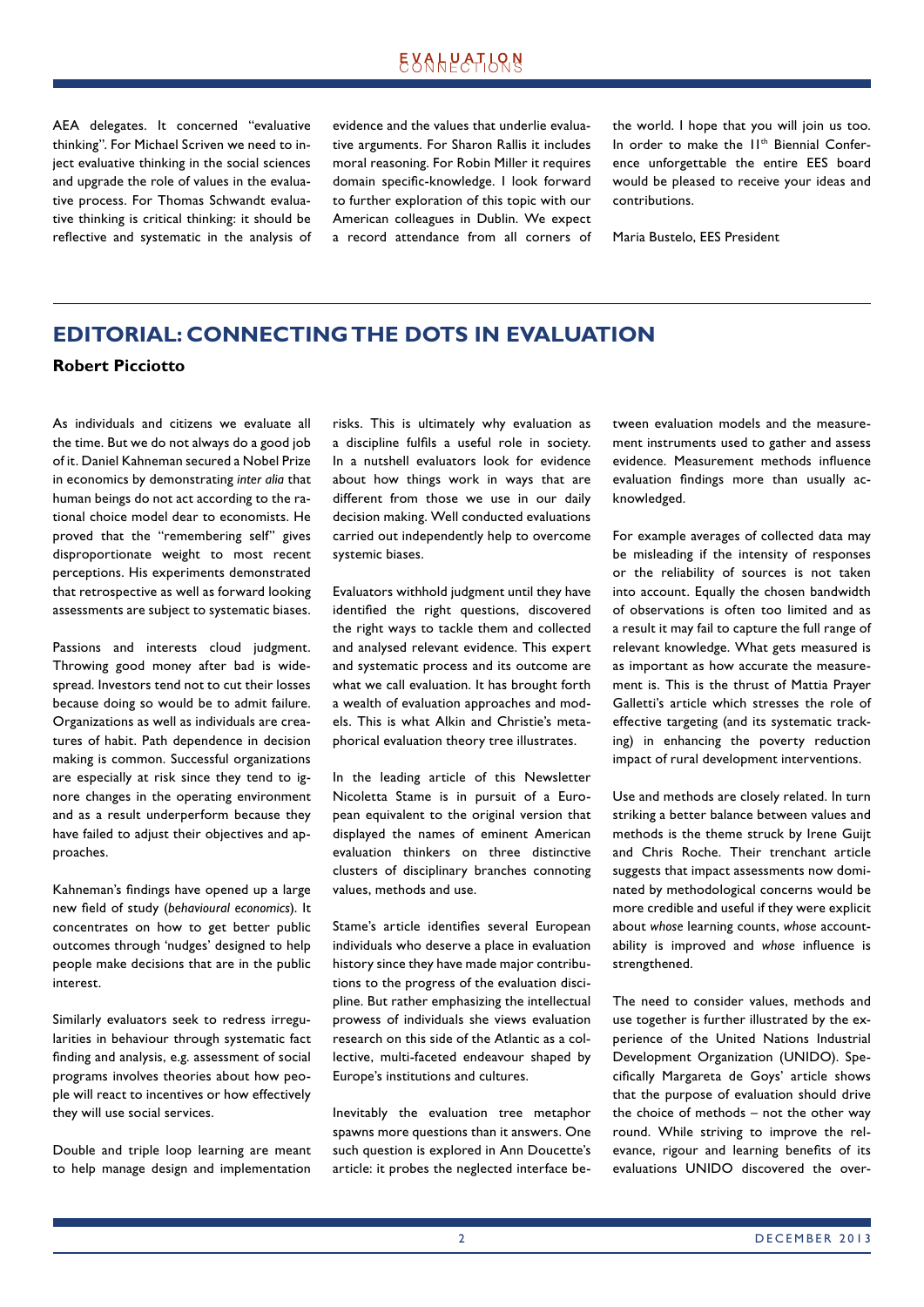AEA delegates. It concerned "evaluative thinking". For Michael Scriven we need to inject evaluative thinking in the social sciences and upgrade the role of values in the evaluative process. For Thomas Schwandt evaluative thinking is critical thinking: it should be reflective and systematic in the analysis of evidence and the values that underlie evaluative arguments. For Sharon Rallis it includes moral reasoning. For Robin Miller it requires domain specific-knowledge. I look forward to further exploration of this topic with our American colleagues in Dublin. We expect a record attendance from all corners of the world. I hope that you will join us too. In order to make the 11th Biennial Conference unforgettable the entire EES board would be pleased to receive your ideas and contributions.

Maria Bustelo, EES President

## EDITORIAL: CONNECTING THE DOTS IN EVALUATION

**Robert Picciotto**

As individuals and citizens we evaluate all the time. But we do not always do a good job of it. Daniel Kahneman secured a Nobel Prize in economics by demonstrating *inter alia* that human beings do not act according to the rational choice model dear to economists. He proved that the "remembering self" gives disproportionate weight to most recent perceptions. His experiments demonstrated that retrospective as well as forward looking assessments are subject to systematic biases.

Passions and interests cloud judgment. Throwing good money after bad is widespread. Investors tend not to cut their losses because doing so would be to admit failure. Organizations as well as individuals are creatures of habit. Path dependence in decision making is common. Successful organizations are especially at risk since they tend to ignore changes in the operating environment and as a result underperform because they have failed to adjust their objectives and approaches.

Kahneman's findings have opened up a large new field of study (*behavioural economics*). It concentrates on how to get better public outcomes through 'nudges' designed to help people make decisions that are in the public interest.

Similarly evaluators seek to redress irregularities in behaviour through systematic fact finding and analysis, e.g. assessment of social programs involves theories about how people will react to incentives or how effectively they will use social services.

Double and triple loop learning are meant to help manage design and implementation risks. This is ultimately why evaluation as a discipline fulfils a useful role in society. In a nutshell evaluators look for evidence about how things work in ways that are different from those we use in our daily decision making. Well conducted evaluations carried out independently help to overcome systemic biases.

Evaluators withhold judgment until they have identified the right questions, discovered the right ways to tackle them and collected and analysed relevant evidence. This expert and systematic process and its outcome are what we call evaluation. It has brought forth a wealth of evaluation approaches and models. This is what Alkin and Christie's metaphorical evaluation theory tree illustrates.

In the leading article of this Newsletter Nicoletta Stame is in pursuit of a European equivalent to the original version that displayed the names of eminent American evaluation thinkers on three distinctive clusters of disciplinary branches connoting values, methods and use.

Stame's article identifies several European individuals who deserve a place in evaluation history since they have made major contributions to the progress of the evaluation discipline. But rather emphasizing the intellectual prowess of individuals she views evaluation research on this side of the Atlantic as a collective, multi-faceted endeavour shaped by Europe's institutions and cultures.

Inevitably the evaluation tree metaphor spawns more questions than it answers. One such question is explored in Ann Doucette's article: it probes the neglected interface between evaluation models and the measurement instruments used to gather and assess evidence. Measurement methods influence evaluation findings more than usually acknowledged.

For example averages of collected data may be misleading if the intensity of responses or the reliability of sources is not taken into account. Equally the chosen bandwidth of observations is often too limited and as a result it may fail to capture the full range of relevant knowledge. What gets measured is as important as how accurate the measurement is. This is the thrust of Mattia Prayer Galletti's article which stresses the role of effective targeting (and its systematic tracking) in enhancing the poverty reduction impact of rural development interventions.

Use and methods are closely related. In turn striking a better balance between values and methods is the theme struck by Irene Guijt and Chris Roche. Their trenchant article suggests that impact assessments now dominated by methodological concerns would be more credible and useful if they were explicit about *whose* learning counts, *whose* accountability is improved and *whose* influence is strengthened.

The need to consider values, methods and use together is further illustrated by the experience of the United Nations Industrial Development Organization (UNIDO). Specifically Margareta de Goys' article shows that the purpose of evaluation should drive the choice of methods – not the other way round. While striving to improve the relevance, rigour and learning benefits of its evaluations UNIDO discovered the over-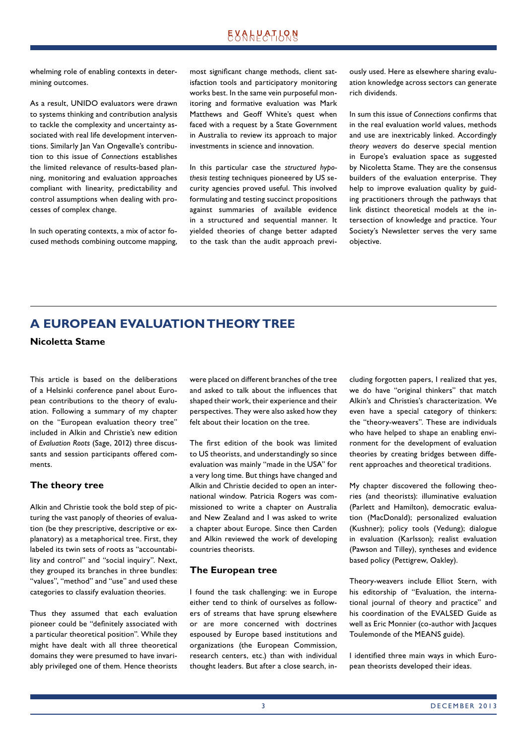whelming role of enabling contexts in determining outcomes.

As a result, UNIDO evaluators were drawn to systems thinking and contribution analysis to tackle the complexity and uncertainty associated with real life development interventions. Similarly Jan Van Ongevalle's contribution to this issue of *Connections* establishes the limited relevance of results-based planning, monitoring and evaluation approaches compliant with linearity, predictability and control assumptions when dealing with processes of complex change.

In such operating contexts, a mix of actor focused methods combining outcome mapping, most significant change methods, client satisfaction tools and participatory monitoring works best. In the same vein purposeful monitoring and formative evaluation was Mark Matthews and Geoff White's quest when faced with a request by a State Government in Australia to review its approach to major investments in science and innovation.

In this particular case the *structured hypothesis testing* techniques pioneered by US security agencies proved useful. This involved formulating and testing succinct propositions against summaries of available evidence in a structured and sequential manner. It yielded theories of change better adapted to the task than the audit approach previously used. Here as elsewhere sharing evaluation knowledge across sectors can generate rich dividends.

In sum this issue of *Connections* confirms that in the real evaluation world values, methods and use are inextricably linked. Accordingly *theory weavers* do deserve special mention in Europe's evaluation space as suggested by Nicoletta Stame. They are the consensus builders of the evaluation enterprise. They help to improve evaluation quality by guiding practitioners through the pathways that link distinct theoretical models at the intersection of knowledge and practice. Your Society's Newsletter serves the very same objective.

# A EUROPEAN EVALUATION THEORY TREE

**Nicoletta Stame**

This article is based on the deliberations of a Helsinki conference panel about European contributions to the theory of evaluation. Following a summary of my chapter on the "European evaluation theory tree" included in Alkin and Christie's new edition of *Evaluation Roots* (Sage, 2012) three discussants and session participants offered comments.

## The theory tree

Alkin and Christie took the bold step of picturing the vast panoply of theories of evaluation (be they prescriptive, descriptive or explanatory) as a metaphorical tree. First, they labeled its twin sets of roots as "accountability and control" and "social inquiry". Next, they grouped its branches in three bundles: "values", "method" and "use" and used these categories to classify evaluation theories.

Thus they assumed that each evaluation pioneer could be "definitely associated with a particular theoretical position". While they might have dealt with all three theoretical domains they were presumed to have invariably privileged one of them. Hence theorists were placed on different branches of the tree and asked to talk about the influences that shaped their work, their experience and their perspectives. They were also asked how they felt about their location on the tree.

The first edition of the book was limited to US theorists, and understandingly so since evaluation was mainly "made in the USA" for a very long time. But things have changed and Alkin and Christie decided to open an international window. Patricia Rogers was commissioned to write a chapter on Australia and New Zealand and I was asked to write a chapter about Europe. Since then Carden and Alkin reviewed the work of developing countries theorists.

## The European tree

I found the task challenging: we in Europe either tend to think of ourselves as followers of streams that have sprung elsewhere or are more concerned with doctrines espoused by Europe based institutions and organizations (the European Commission, research centers, etc.) than with individual thought leaders. But after a close search, including forgotten papers, I realized that yes, we do have "original thinkers" that match Alkin's and Christies's characterization. We even have a special category of thinkers: the "theory-weavers". These are individuals who have helped to shape an enabling environment for the development of evaluation theories by creating bridges between different approaches and theoretical traditions.

My chapter discovered the following theories (and theorists): illuminative evaluation (Parlett and Hamilton), democratic evaluation (MacDonald); personalized evaluation (Kushner); policy tools (Vedung); dialogue in evaluation (Karlsson); realist evaluation (Pawson and Tilley), syntheses and evidence based policy (Pettigrew, Oakley).

Theory-weavers include Elliot Stern, with his editorship of "Evaluation, the international journal of theory and practice" and his coordination of the EVALSED Guide as well as Eric Monnier (co-author with Jacques Toulemonde of the MEANS guide).

I identified three main ways in which European theorists developed their ideas.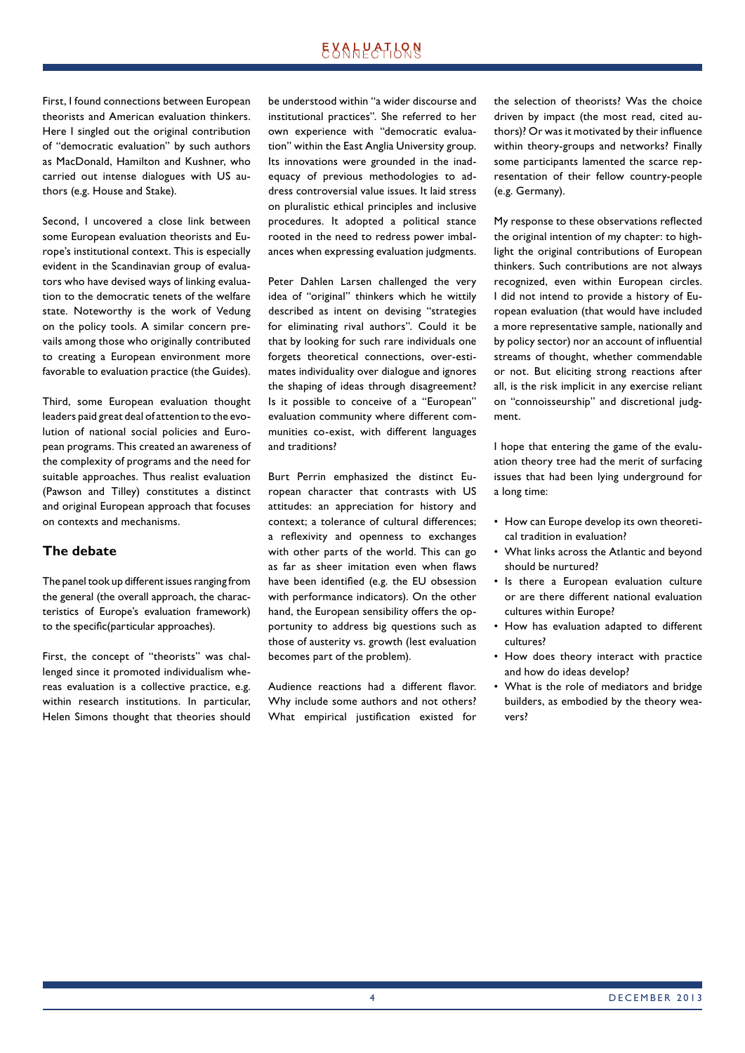First, I found connections between European theorists and American evaluation thinkers. Here I singled out the original contribution of "democratic evaluation" by such authors as MacDonald, Hamilton and Kushner, who carried out intense dialogues with US authors (e.g. House and Stake).

Second, I uncovered a close link between some European evaluation theorists and Europe's institutional context. This is especially evident in the Scandinavian group of evaluators who have devised ways of linking evaluation to the democratic tenets of the welfare state. Noteworthy is the work of Vedung on the policy tools. A similar concern prevails among those who originally contributed to creating a European environment more favorable to evaluation practice (the Guides).

Third, some European evaluation thought leaders paid great deal of attention to the evolution of national social policies and European programs. This created an awareness of the complexity of programs and the need for suitable approaches. Thus realist evaluation (Pawson and Tilley) constitutes a distinct and original European approach that focuses on contexts and mechanisms.

## The debate

The panel took up different issues ranging from the general (the overall approach, the characteristics of Europe's evaluation framework) to the specific(particular approaches).

First, the concept of "theorists" was challenged since it promoted individualism whereas evaluation is a collective practice, e.g. within research institutions. In particular, Helen Simons thought that theories should be understood within "a wider discourse and institutional practices". She referred to her own experience with "democratic evaluation" within the East Anglia University group. Its innovations were grounded in the inadequacy of previous methodologies to address controversial value issues. It laid stress on pluralistic ethical principles and inclusive procedures. It adopted a political stance rooted in the need to redress power imbalances when expressing evaluation judgments.

Peter Dahlen Larsen challenged the very idea of "original" thinkers which he wittily described as intent on devising "strategies for eliminating rival authors". Could it be that by looking for such rare individuals one forgets theoretical connections, over-estimates individuality over dialogue and ignores the shaping of ideas through disagreement? Is it possible to conceive of a "European" evaluation community where different communities co-exist, with different languages and traditions?

Burt Perrin emphasized the distinct European character that contrasts with US attitudes: an appreciation for history and context; a tolerance of cultural differences; a reflexivity and openness to exchanges with other parts of the world. This can go as far as sheer imitation even when flaws have been identified (e.g. the EU obsession with performance indicators). On the other hand, the European sensibility offers the opportunity to address big questions such as those of austerity vs. growth (lest evaluation becomes part of the problem).

Audience reactions had a different flavor. Why include some authors and not others? What empirical justification existed for the selection of theorists? Was the choice driven by impact (the most read, cited authors)? Or was it motivated by their influence within theory-groups and networks? Finally some participants lamented the scarce representation of their fellow country-people (e.g. Germany).

My response to these observations reflected the original intention of my chapter: to highlight the original contributions of European thinkers. Such contributions are not always recognized, even within European circles. I did not intend to provide a history of European evaluation (that would have included a more representative sample, nationally and by policy sector) nor an account of influential streams of thought, whether commendable or not. But eliciting strong reactions after all, is the risk implicit in any exercise reliant on "connoisseurship" and discretional judgment.

I hope that entering the game of the evaluation theory tree had the merit of surfacing issues that had been lying underground for a long time:

- How can Europe develop its own theoretical tradition in evaluation?
- What links across the Atlantic and beyond should be nurtured?
- Is there a European evaluation culture or are there different national evaluation cultures within Europe?
- How has evaluation adapted to different cultures?
- How does theory interact with practice and how do ideas develop?
- What is the role of mediators and bridge builders, as embodied by the theory weavers?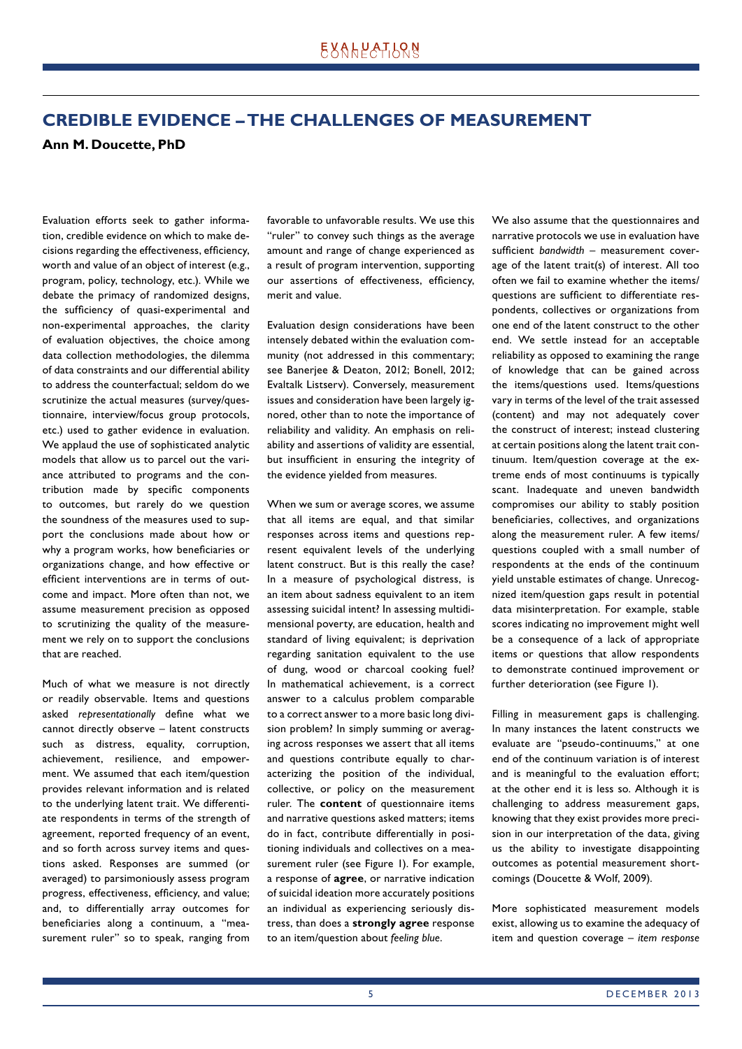## CREDIBLE EVIDENCE – THE CHALLENGES OF MEASUREMENT

**Ann M. Doucette, PhD**

Evaluation efforts seek to gather information, credible evidence on which to make decisions regarding the effectiveness, efficiency, worth and value of an object of interest (e.g., program, policy, technology, etc.). While we debate the primacy of randomized designs, the sufficiency of quasi-experimental and non-experimental approaches, the clarity of evaluation objectives, the choice among data collection methodologies, the dilemma of data constraints and our differential ability to address the counterfactual; seldom do we scrutinize the actual measures (survey/questionnaire, interview/focus group protocols, etc.) used to gather evidence in evaluation. We applaud the use of sophisticated analytic models that allow us to parcel out the variance attributed to programs and the contribution made by specific components to outcomes, but rarely do we question the soundness of the measures used to support the conclusions made about how or why a program works, how beneficiaries or organizations change, and how effective or efficient interventions are in terms of outcome and impact. More often than not, we assume measurement precision as opposed to scrutinizing the quality of the measurement we rely on to support the conclusions that are reached.

Much of what we measure is not directly or readily observable. Items and questions asked *representationally* define what we cannot directly observe – latent constructs such as distress, equality, corruption, achievement, resilience, and empowerment. We assumed that each item/question provides relevant information and is related to the underlying latent trait. We differentiate respondents in terms of the strength of agreement, reported frequency of an event, and so forth across survey items and questions asked. Responses are summed (or averaged) to parsimoniously assess program progress, effectiveness, efficiency, and value; and, to differentially array outcomes for beneficiaries along a continuum, a "measurement ruler" so to speak, ranging from favorable to unfavorable results. We use this "ruler" to convey such things as the average amount and range of change experienced as a result of program intervention, supporting our assertions of effectiveness, efficiency, merit and value.

Evaluation design considerations have been intensely debated within the evaluation community (not addressed in this commentary; see Banerjee & Deaton, 2012; Bonell, 2012; Evaltalk Listserv). Conversely, measurement issues and consideration have been largely ignored, other than to note the importance of reliability and validity. An emphasis on reliability and assertions of validity are essential, but insufficient in ensuring the integrity of the evidence yielded from measures.

When we sum or average scores, we assume that all items are equal, and that similar responses across items and questions represent equivalent levels of the underlying latent construct. But is this really the case? In a measure of psychological distress, is an item about sadness equivalent to an item assessing suicidal intent? In assessing multidimensional poverty, are education, health and standard of living equivalent; is deprivation regarding sanitation equivalent to the use of dung, wood or charcoal cooking fuel? In mathematical achievement, is a correct answer to a calculus problem comparable to a correct answer to a more basic long division problem? In simply summing or averaging across responses we assert that all items and questions contribute equally to characterizing the position of the individual, collective, or policy on the measurement ruler. The **content** of questionnaire items and narrative questions asked matters; items do in fact, contribute differentially in positioning individuals and collectives on a measurement ruler (see Figure 1). For example, a response of **agree**, or narrative indication of suicidal ideation more accurately positions an individual as experiencing seriously distress, than does a **strongly agree** response to an item/question about *feeling blue*.

We also assume that the questionnaires and narrative protocols we use in evaluation have sufficient *bandwidth* – measurement coverage of the latent trait(s) of interest. All too often we fail to examine whether the items/questions are sufficient to differentiate respondents, collectives or organizations from one end of the latent construct to the other end. We settle instead for an acceptable reliability as opposed to examining the range of knowledge that can be gained across the items/questions used. Items/questions vary in terms of the level of the trait assessed (content) and may not adequately cover the construct of interest; instead clustering at certain positions along the latent trait continuum. Item/question coverage at the extreme ends of most continuums is typically scant. Inadequate and uneven bandwidth compromises our ability to stably position beneficiaries, collectives, and organizations along the measurement ruler. A few items/questions coupled with a small number of respondents at the ends of the continuum yield unstable estimates of change. Unrecognized item/question gaps result in potential data misinterpretation. For example, stable scores indicating no improvement might well be a consequence of a lack of appropriate items or questions that allow respondents to demonstrate continued improvement or further deterioration (see Figure 1).

Filling in measurement gaps is challenging. In many instances the latent constructs we evaluate are "pseudo-continuums," at one end of the continuum variation is of interest and is meaningful to the evaluation effort; at the other end it is less so. Although it is challenging to address measurement gaps, knowing that they exist provides more precision in our interpretation of the data, giving us the ability to investigate disappointing outcomes as potential measurement shortcomings (Doucette & Wolf, 2009).

More sophisticated measurement models exist, allowing us to examine the adequacy of item and question coverage – *item response*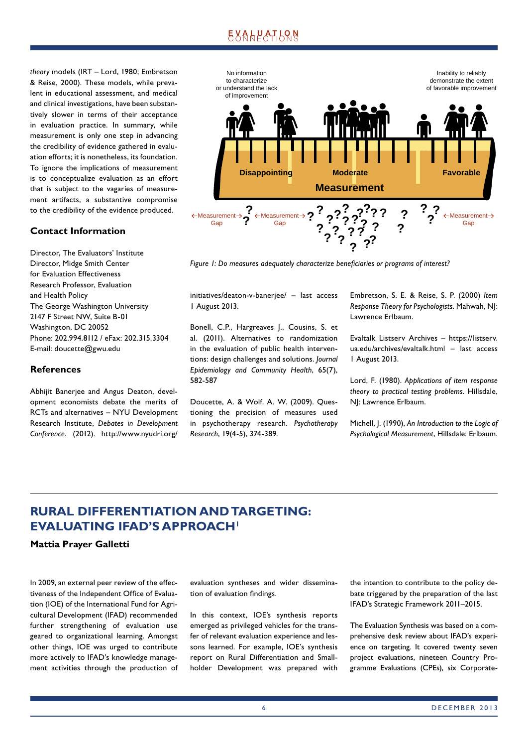*theory* models (IRT – Lord, 1980; Embretson & Reise, 2000). These models, while prevalent in educational assessment, and medical and clinical investigations, have been substantively slower in terms of their acceptance in evaluation practice. In summary, while measurement is only one step in advancing the credibility of evidence gathered in evaluation efforts; it is nonetheless, its foundation. To ignore the implications of measurement is to conceptualize evaluation as an effort that is subject to the vagaries of measurement artifacts, a substantive compromise to the credibility of the evidence produced.

*Figure 1: Do measures adequately characterize beneficiaries or programs of interest?*

### Contact Information

Director, The Evaluators' Institute
Director, Midge Smith Center for Evaluation Effectiveness
Research Professor, Evaluation and Health Policy
The George Washington University
2147 F Street NW, Suite B-01
Washington, DC 20052
Phone: 202.994.8112 / eFax: 202.315.3304
E-mail: doucette@gwu.edu

### References

Abhijit Banerjee and Angus Deaton, development economists debate the merits of RCTs and alternatives – NYU Development Research Institute, *Debates in Development Conference*. (2012). http://www.nyudri.org/initiatives/deaton-v-banerjee/ – last access 1 August 2013.

Bonell, C.P., Hargreaves J., Cousins, S. et al. (2011). Alternatives to randomization in the evaluation of public health interventions: design challenges and solutions. *Journal Epidemiology and Community Health*, 65(7), 582-587

Doucette, A. & Wolf. A. W. (2009). Questioning the precision of measures used in psychotherapy research. *Psychotherapy Research*, 19(4-5), 374-389.

Embretson, S. E. & Reise, S. P. (2000) *Item Response Theory for Psychologists*. Mahwah, NJ: Lawrence Erlbaum.

Evaltalk Listserv Archives – https://listserv.ua.edu/archives/evaltalk.html – last access 1 August 2013.

Lord, F. (1980). *Applications of item response theory to practical testing problems*. Hillsdale, NJ: Lawrence Erlbaum.

Michell, J. (1990), *An Introduction to the Logic of Psychological Measurement*, Hillsdale: Erlbaum.

## RURAL DIFFERENTIATION AND TARGETING: EVALUATING IFAD'S APPROACH[1]

**Mattia Prayer Galletti**

In 2009, an external peer review of the effectiveness of the Independent Office of Evaluation (IOE) of the International Fund for Agricultural Development (IFAD) recommended further strengthening of evaluation use geared to organizational learning. Amongst other things, IOE was urged to contribute more actively to IFAD's knowledge management activities through the production of evaluation syntheses and wider dissemination of evaluation findings.

In this context, IOE's synthesis reports emerged as privileged vehicles for the transfer of relevant evaluation experience and lessons learned. For example, IOE's synthesis report on Rural Differentiation and Smallholder Development was prepared with the intention to contribute to the policy debate triggered by the preparation of the last IFAD's Strategic Framework 2011–2015.

The Evaluation Synthesis was based on a comprehensive desk review about IFAD's experience on targeting. It covered twenty seven project evaluations, nineteen Country Programme Evaluations (CPEs), six Corporate-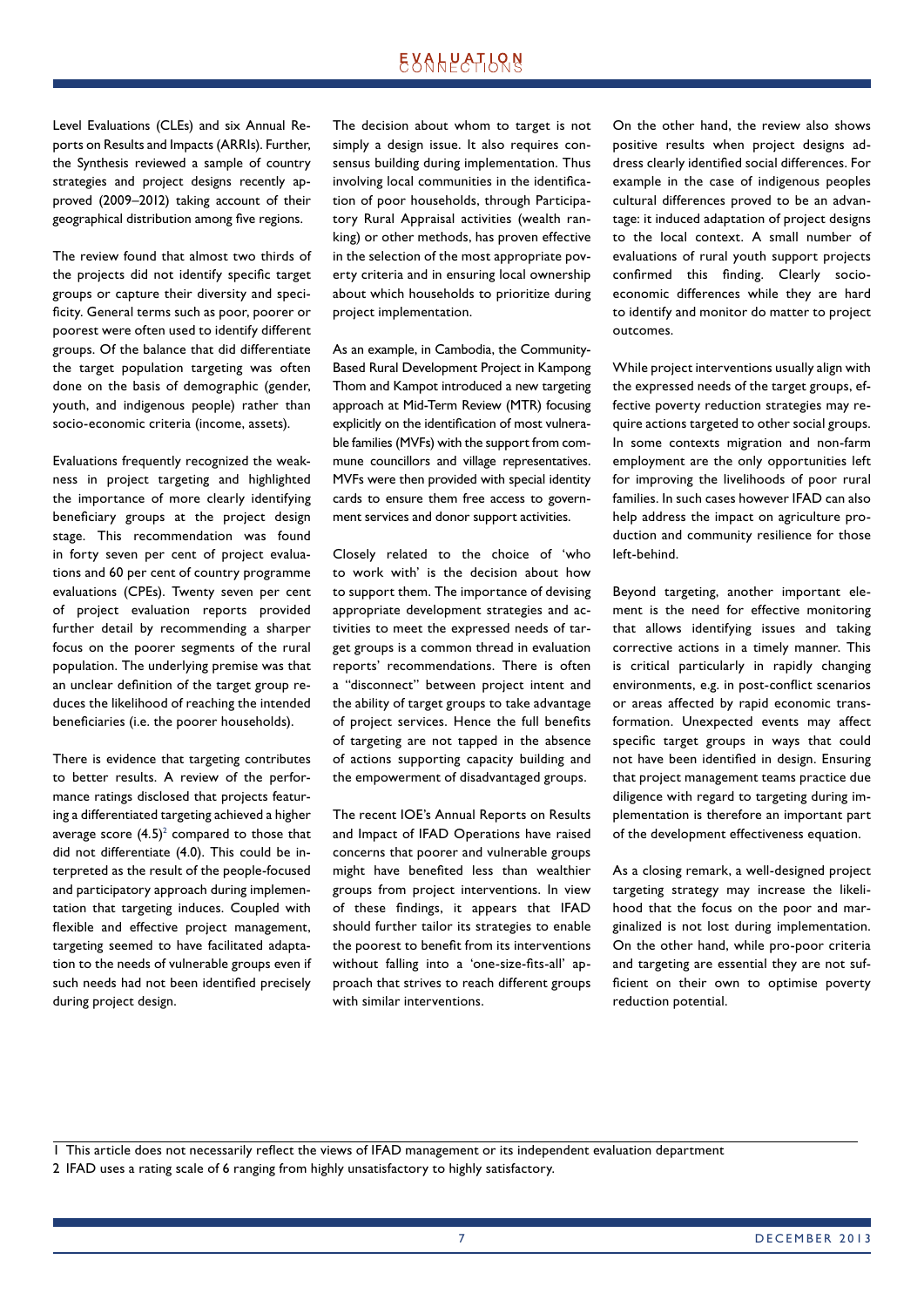Level Evaluations (CLEs) and six Annual Reports on Results and Impacts (ARRIs). Further, the Synthesis reviewed a sample of country strategies and project designs recently approved (2009–2012) taking account of their geographical distribution among five regions.

The review found that almost two thirds of the projects did not identify specific target groups or capture their diversity and specificity. General terms such as poor, poorer or poorest were often used to identify different groups. Of the balance that did differentiate the target population targeting was often done on the basis of demographic (gender, youth, and indigenous people) rather than socio-economic criteria (income, assets).

Evaluations frequently recognized the weakness in project targeting and highlighted the importance of more clearly identifying beneficiary groups at the project design stage. This recommendation was found in forty seven per cent of project evaluations and 60 per cent of country programme evaluations (CPEs). Twenty seven per cent of project evaluation reports provided further detail by recommending a sharper focus on the poorer segments of the rural population. The underlying premise was that an unclear definition of the target group reduces the likelihood of reaching the intended beneficiaries (i.e. the poorer households).

There is evidence that targeting contributes to better results. A review of the performance ratings disclosed that projects featuring a differentiated targeting achieved a higher average score (4.5)[2] compared to those that did not differentiate (4.0). This could be interpreted as the result of the people-focused and participatory approach during implementation that targeting induces. Coupled with flexible and effective project management, targeting seemed to have facilitated adaptation to the needs of vulnerable groups even if such needs had not been identified precisely during project design.

The decision about whom to target is not simply a design issue. It also requires consensus building during implementation. Thus involving local communities in the identification of poor households, through Participatory Rural Appraisal activities (wealth ranking) or other methods, has proven effective in the selection of the most appropriate poverty criteria and in ensuring local ownership about which households to prioritize during project implementation.

As an example, in Cambodia, the Community-Based Rural Development Project in Kampong Thom and Kampot introduced a new targeting approach at Mid-Term Review (MTR) focusing explicitly on the identification of most vulnerable families (MVFs) with the support from commune councillors and village representatives. MVFs were then provided with special identity cards to ensure them free access to government services and donor support activities.

Closely related to the choice of 'who to work with' is the decision about how to support them. The importance of devising appropriate development strategies and activities to meet the expressed needs of target groups is a common thread in evaluation reports' recommendations. There is often a "disconnect" between project intent and the ability of target groups to take advantage of project services. Hence the full benefits of targeting are not tapped in the absence of actions supporting capacity building and the empowerment of disadvantaged groups.

The recent IOE's Annual Reports on Results and Impact of IFAD Operations have raised concerns that poorer and vulnerable groups might have benefited less than wealthier groups from project interventions. In view of these findings, it appears that IFAD should further tailor its strategies to enable the poorest to benefit from its interventions without falling into a 'one-size-fits-all' approach that strives to reach different groups with similar interventions.

On the other hand, the review also shows positive results when project designs address clearly identified social differences. For example in the case of indigenous peoples cultural differences proved to be an advantage: it induced adaptation of project designs to the local context. A small number of evaluations of rural youth support projects confirmed this finding. Clearly socio-economic differences while they are hard to identify and monitor do matter to project outcomes.

While project interventions usually align with the expressed needs of the target groups, effective poverty reduction strategies may require actions targeted to other social groups. In some contexts migration and non-farm employment are the only opportunities left for improving the livelihoods of poor rural families. In such cases however IFAD can also help address the impact on agriculture production and community resilience for those left-behind.

Beyond targeting, another important element is the need for effective monitoring that allows identifying issues and taking corrective actions in a timely manner. This is critical particularly in rapidly changing environments, e.g. in post-conflict scenarios or areas affected by rapid economic transformation. Unexpected events may affect specific target groups in ways that could not have been identified in design. Ensuring that project management teams practice due diligence with regard to targeting during implementation is therefore an important part of the development effectiveness equation.

As a closing remark, a well-designed project targeting strategy may increase the likelihood that the focus on the poor and marginalized is not lost during implementation. On the other hand, while pro-poor criteria and targeting are essential they are not sufficient on their own to optimise poverty reduction potential.

---

1 This article does not necessarily reflect the views of IFAD management or its independent evaluation department

2 IFAD uses a rating scale of 6 ranging from highly unsatisfactory to highly satisfactory.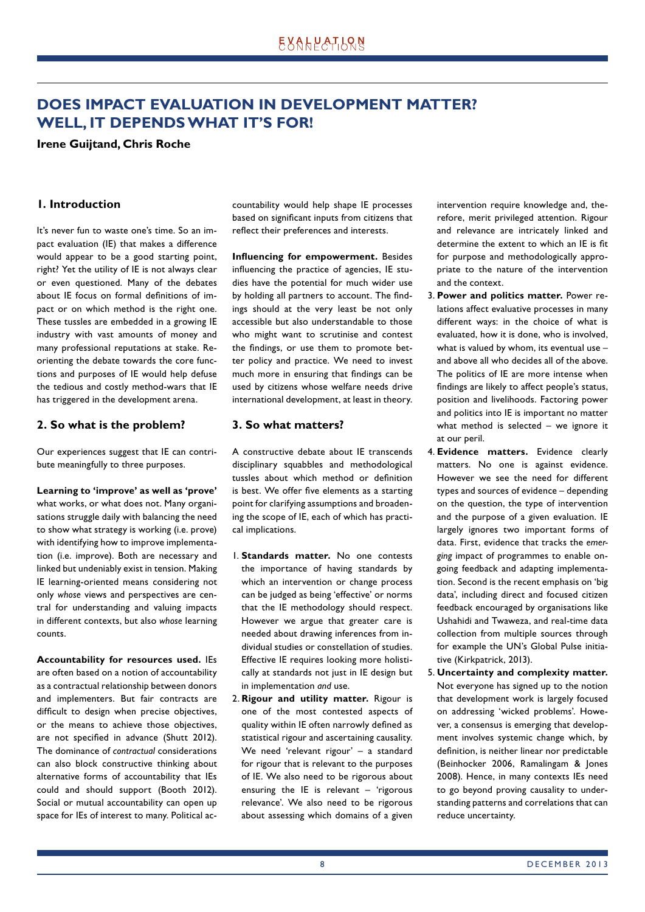# DOES IMPACT EVALUATION IN DEVELOPMENT MATTER? WELL, IT DEPENDS WHAT IT'S FOR!

**Irene Guijt and, Chris Roche**

## 1. Introduction

It's never fun to waste one's time. So an impact evaluation (IE) that makes a difference would appear to be a good starting point, right? Yet the utility of IE is not always clear or even questioned. Many of the debates about IE focus on formal definitions of impact or on which method is the right one. These tussles are embedded in a growing IE industry with vast amounts of money and many professional reputations at stake. Reorienting the debate towards the core functions and purposes of IE would help defuse the tedious and costly method-wars that IE has triggered in the development arena.

## 2. So what is the problem?

Our experiences suggest that IE can contribute meaningfully to three purposes.

**Learning to 'improve' as well as 'prove'** what works, or what does not. Many organisations struggle daily with balancing the need to show what strategy is working (i.e. prove) with identifying how to improve implementation (i.e. improve). Both are necessary and linked but undeniably exist in tension. Making IE learning-oriented means considering not only *whose* views and perspectives are central for understanding and valuing impacts in different contexts, but also *whose* learning counts.

**Accountability for resources used.** IEs are often based on a notion of accountability as a contractual relationship between donors and implementers. But fair contracts are difficult to design when precise objectives, or the means to achieve those objectives, are not specified in advance (Shutt 2012). The dominance of *contractual* considerations can also block constructive thinking about alternative forms of accountability that IEs could and should support (Booth 2012). Social or mutual accountability can open up space for IEs of interest to many. Political accountability would help shape IE processes based on significant inputs from citizens that reflect their preferences and interests.

**Influencing for empowerment.** Besides influencing the practice of agencies, IE studies have the potential for much wider use by holding all partners to account. The findings should at the very least be not only accessible but also understandable to those who might want to scrutinise and contest the findings, or use them to promote better policy and practice. We need to invest much more in ensuring that findings can be used by citizens whose welfare needs drive international development, at least in theory.

## 3. So what matters?

A constructive debate about IE transcends disciplinary squabbles and methodological tussles about which method or definition is best. We offer five elements as a starting point for clarifying assumptions and broadening the scope of IE, each of which has practical implications.

1. **Standards matter.** No one contests the importance of having standards by which an intervention or change process can be judged as being 'effective' or norms that the IE methodology should respect. However we argue that greater care is needed about drawing inferences from individual studies or constellation of studies. Effective IE requires looking more holistically at standards not just in IE design but in implementation *and* use.
2. **Rigour and utility matter.** Rigour is one of the most contested aspects of quality within IE often narrowly defined as statistical rigour and ascertaining causality. We need 'relevant rigour' – a standard for rigour that is relevant to the purposes of IE. We also need to be rigorous about ensuring the IE is relevant – 'rigorous relevance'. We also need to be rigorous about assessing which domains of a given intervention require knowledge and, therefore, merit privileged attention. Rigour and relevance are intricately linked and determine the extent to which an IE is fit for purpose and methodologically appropriate to the nature of the intervention and the context.
3. **Power and politics matter.** Power relations affect evaluative processes in many different ways: in the choice of what is evaluated, how it is done, who is involved, what is valued by whom, its eventual use – and above all who decides all of the above. The politics of IE are more intense when findings are likely to affect people's status, position and livelihoods. Factoring power and politics into IE is important no matter what method is selected – we ignore it at our peril.
4. **Evidence matters.** Evidence clearly matters. No one is against evidence. However we see the need for different types and sources of evidence – depending on the question, the type of intervention and the purpose of a given evaluation. IE largely ignores two important forms of data. First, evidence that tracks the *emerging* impact of programmes to enable ongoing feedback and adapting implementation. Second is the recent emphasis on 'big data', including direct and focused citizen feedback encouraged by organisations like Ushahidi and Twaweza, and real-time data collection from multiple sources through for example the UN's Global Pulse initiative (Kirkpatrick, 2013).
5. **Uncertainty and complexity matter.** Not everyone has signed up to the notion that development work is largely focused on addressing 'wicked problems'. However, a consensus is emerging that development involves systemic change which, by definition, is neither linear nor predictable (Beinhocker 2006, Ramalingam & Jones 2008). Hence, in many contexts IEs need to go beyond proving causality to understanding patterns and correlations that can reduce uncertainty.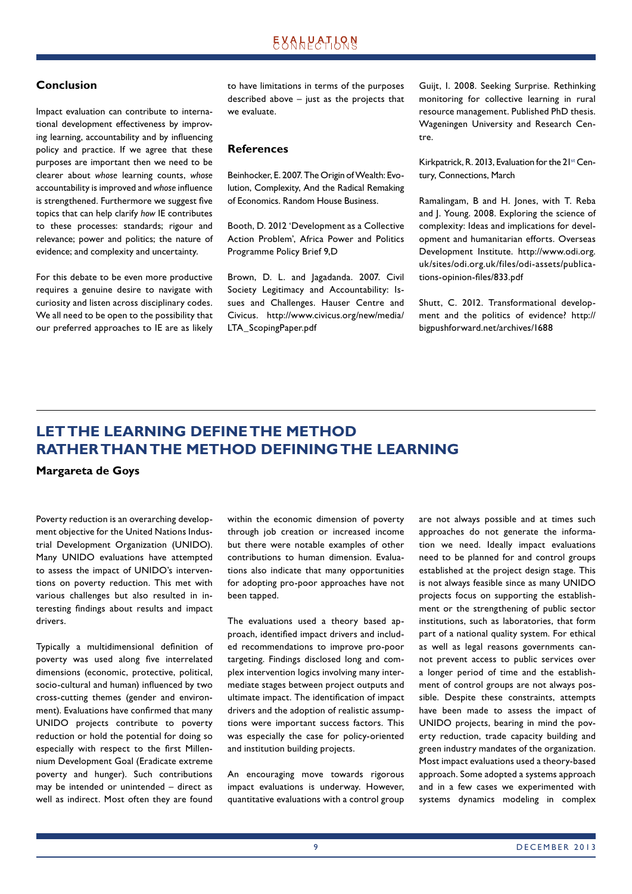## Conclusion

Impact evaluation can contribute to international development effectiveness by improving learning, accountability and by influencing policy and practice. If we agree that these purposes are important then we need to be clearer about *whose* learning counts, *whose* accountability is improved and *whose* influence is strengthened. Furthermore we suggest five topics that can help clarify *how* IE contributes to these processes: standards; rigour and relevance; power and politics; the nature of evidence; and complexity and uncertainty.

For this debate to be even more productive requires a genuine desire to navigate with curiosity and listen across disciplinary codes. We all need to be open to the possibility that our preferred approaches to IE are as likely to have limitations in terms of the purposes described above – just as the projects that we evaluate.

## References

Beinhocker, E. 2007. The Origin of Wealth: Evolution, Complexity, And the Radical Remaking of Economics. Random House Business.

Booth, D. 2012 'Development as a Collective Action Problem', Africa Power and Politics Programme Policy Brief 9,D

Brown, D. L. and Jagadanda. 2007. Civil Society Legitimacy and Accountability: Issues and Challenges. Hauser Centre and Civicus. http://www.civicus.org/new/media/LTA_ScopingPaper.pdf

Guijt, I. 2008. Seeking Surprise. Rethinking monitoring for collective learning in rural resource management. Published PhD thesis. Wageningen University and Research Centre.

Kirkpatrick, R. 2013, Evaluation for the 21st Century, Connections, March

Ramalingam, B and H. Jones, with T. Reba and J. Young. 2008. Exploring the science of complexity: Ideas and implications for development and humanitarian efforts. Overseas Development Institute. http://www.odi.org.uk/sites/odi.org.uk/files/odi-assets/publications-opinion-files/833.pdf

Shutt, C. 2012. Transformational development and the politics of evidence? http://bigpushforward.net/archives/1688

# LET THE LEARNING DEFINE THE METHOD RATHER THAN THE METHOD DEFINING THE LEARNING

**Margareta de Goys**

Poverty reduction is an overarching development objective for the United Nations Industrial Development Organization (UNIDO). Many UNIDO evaluations have attempted to assess the impact of UNIDO's interventions on poverty reduction. This met with various challenges but also resulted in interesting findings about results and impact drivers.

Typically a multidimensional definition of poverty was used along five interrelated dimensions (economic, protective, political, socio-cultural and human) influenced by two cross-cutting themes (gender and environment). Evaluations have confirmed that many UNIDO projects contribute to poverty reduction or hold the potential for doing so especially with respect to the first Millennium Development Goal (Eradicate extreme poverty and hunger). Such contributions may be intended or unintended – direct as well as indirect. Most often they are found within the economic dimension of poverty through job creation or increased income but there were notable examples of other contributions to human dimension. Evaluations also indicate that many opportunities for adopting pro-poor approaches have not been tapped.

The evaluations used a theory based approach, identified impact drivers and included recommendations to improve pro-poor targeting. Findings disclosed long and complex intervention logics involving many intermediate stages between project outputs and ultimate impact. The identification of impact drivers and the adoption of realistic assumptions were important success factors. This was especially the case for policy-oriented and institution building projects.

An encouraging move towards rigorous impact evaluations is underway. However, quantitative evaluations with a control group are not always possible and at times such approaches do not generate the information we need. Ideally impact evaluations need to be planned for and control groups established at the project design stage. This is not always feasible since as many UNIDO projects focus on supporting the establishment or the strengthening of public sector institutions, such as laboratories, that form part of a national quality system. For ethical as well as legal reasons governments cannot prevent access to public services over a longer period of time and the establishment of control groups are not always possible. Despite these constraints, attempts have been made to assess the impact of UNIDO projects, bearing in mind the poverty reduction, trade capacity building and green industry mandates of the organization. Most impact evaluations used a theory-based approach. Some adopted a systems approach and in a few cases we experimented with systems dynamics modeling in complex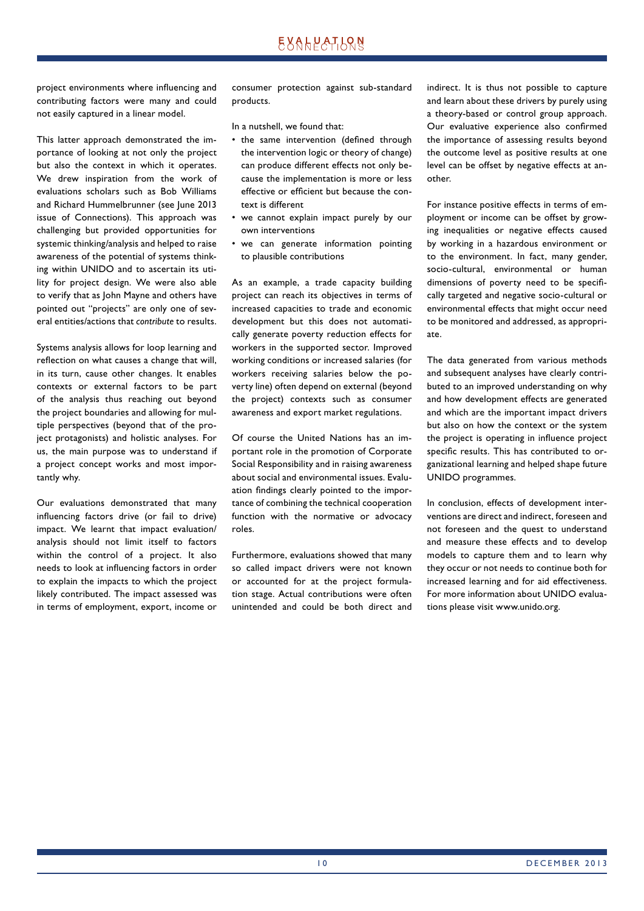project environments where influencing and contributing factors were many and could not easily captured in a linear model.

This latter approach demonstrated the importance of looking at not only the project but also the context in which it operates. We drew inspiration from the work of evaluations scholars such as Bob Williams and Richard Hummelbrunner (see June 2013 issue of Connections). This approach was challenging but provided opportunities for systemic thinking/analysis and helped to raise awareness of the potential of systems thinking within UNIDO and to ascertain its utility for project design. We were also able to verify that as John Mayne and others have pointed out "projects" are only one of several entities/actions that *contribute* to results.

Systems analysis allows for loop learning and reflection on what causes a change that will, in its turn, cause other changes. It enables contexts or external factors to be part of the analysis thus reaching out beyond the project boundaries and allowing for multiple perspectives (beyond that of the project protagonists) and holistic analyses. For us, the main purpose was to understand if a project concept works and most importantly why.

Our evaluations demonstrated that many influencing factors drive (or fail to drive) impact. We learnt that impact evaluation/analysis should not limit itself to factors within the control of a project. It also needs to look at influencing factors in order to explain the impacts to which the project likely contributed. The impact assessed was in terms of employment, export, income or consumer protection against sub-standard products.

In a nutshell, we found that:

- the same intervention (defined through the intervention logic or theory of change) can produce different effects not only because the implementation is more or less effective or efficient but because the context is different
- we cannot explain impact purely by our own interventions
- we can generate information pointing to plausible contributions

As an example, a trade capacity building project can reach its objectives in terms of increased capacities to trade and economic development but this does not automatically generate poverty reduction effects for workers in the supported sector. Improved working conditions or increased salaries (for workers receiving salaries below the poverty line) often depend on external (beyond the project) contexts such as consumer awareness and export market regulations.

Of course the United Nations has an important role in the promotion of Corporate Social Responsibility and in raising awareness about social and environmental issues. Evaluation findings clearly pointed to the importance of combining the technical cooperation function with the normative or advocacy roles.

Furthermore, evaluations showed that many so called impact drivers were not known or accounted for at the project formulation stage. Actual contributions were often unintended and could be both direct and indirect. It is thus not possible to capture and learn about these drivers by purely using a theory-based or control group approach. Our evaluative experience also confirmed the importance of assessing results beyond the outcome level as positive results at one level can be offset by negative effects at another.

For instance positive effects in terms of employment or income can be offset by growing inequalities or negative effects caused by working in a hazardous environment or to the environment. In fact, many gender, socio-cultural, environmental or human dimensions of poverty need to be specifically targeted and negative socio-cultural or environmental effects that might occur need to be monitored and addressed, as appropriate.

The data generated from various methods and subsequent analyses have clearly contributed to an improved understanding on why and how development effects are generated and which are the important impact drivers but also on how the context or the system the project is operating in influence project specific results. This has contributed to organizational learning and helped shape future UNIDO programmes.

In conclusion, effects of development interventions are direct and indirect, foreseen and not foreseen and the quest to understand and measure these effects and to develop models to capture them and to learn why they occur or not needs to continue both for increased learning and for aid effectiveness. For more information about UNIDO evaluations please visit www.unido.org.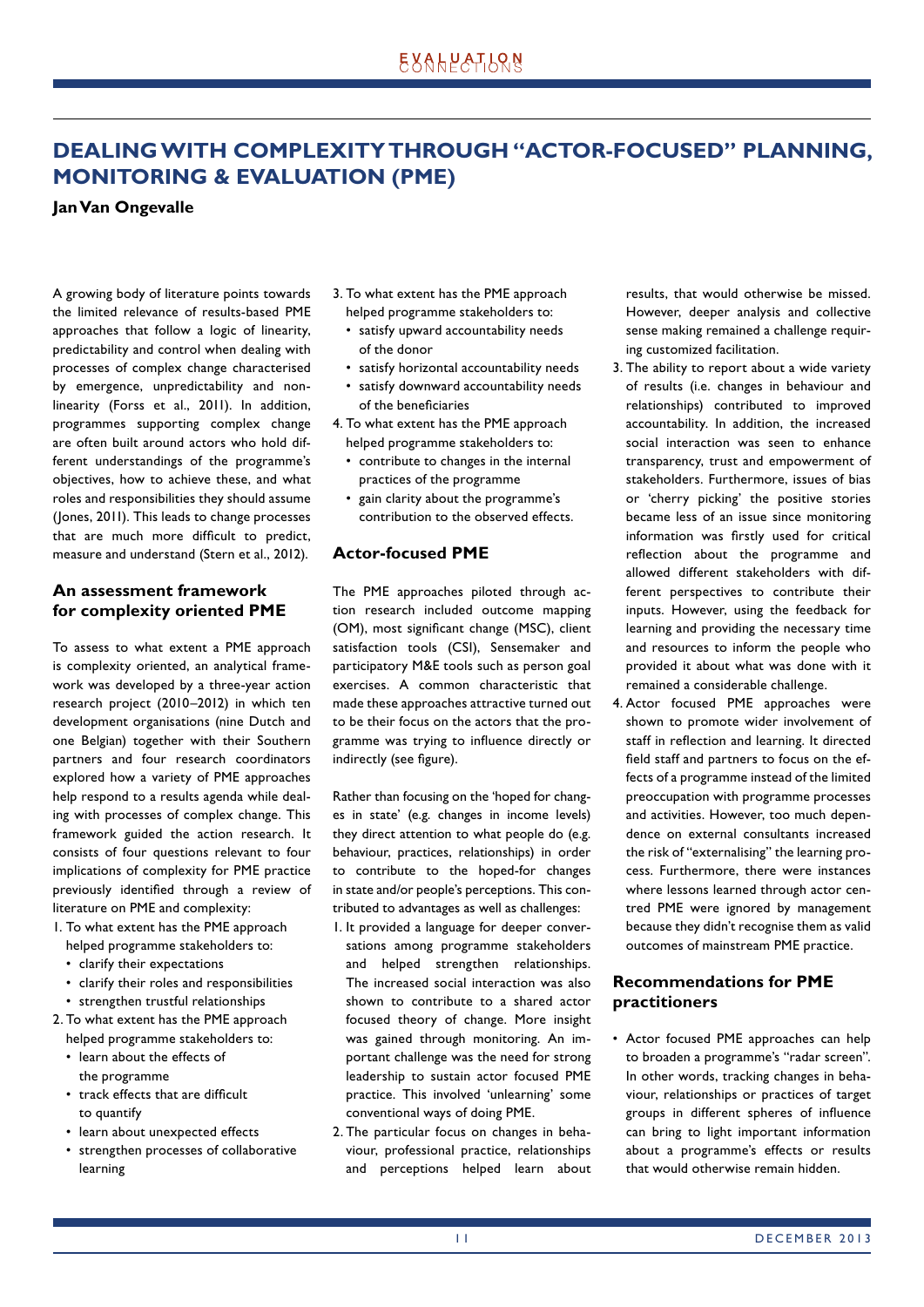# DEALING WITH COMPLEXITY THROUGH "ACTOR-FOCUSED" PLANNING, MONITORING & EVALUATION (PME)

**Jan Van Ongevalle**

A growing body of literature points towards the limited relevance of results-based PME approaches that follow a logic of linearity, predictability and control when dealing with processes of complex change characterised by emergence, unpredictability and non-linearity (Forss et al., 2011). In addition, programmes supporting complex change are often built around actors who hold different understandings of the programme's objectives, how to achieve these, and what roles and responsibilities they should assume (Jones, 2011). This leads to change processes that are much more difficult to predict, measure and understand (Stern et al., 2012).

## An assessment framework for complexity oriented PME

To assess to what extent a PME approach is complexity oriented, an analytical framework was developed by a three-year action research project (2010–2012) in which ten development organisations (nine Dutch and one Belgian) together with their Southern partners and four research coordinators explored how a variety of PME approaches help respond to a results agenda while dealing with processes of complex change. This framework guided the action research. It consists of four questions relevant to four implications of complexity for PME practice previously identified through a review of literature on PME and complexity:

1. To what extent has the PME approach helped programme stakeholders to:
   - clarify their expectations
   - clarify their roles and responsibilities
   - strengthen trustful relationships
2. To what extent has the PME approach helped programme stakeholders to:
   - learn about the effects of the programme
   - track effects that are difficult to quantify
   - learn about unexpected effects
   - strengthen processes of collaborative learning
3. To what extent has the PME approach helped programme stakeholders to:
   - satisfy upward accountability needs of the donor
   - satisfy horizontal accountability needs
   - satisfy downward accountability needs of the beneficiaries
4. To what extent has the PME approach helped programme stakeholders to:
   - contribute to changes in the internal practices of the programme
   - gain clarity about the programme's contribution to the observed effects.

## Actor-focused PME

The PME approaches piloted through action research included outcome mapping (OM), most significant change (MSC), client satisfaction tools (CSI), Sensemaker and participatory M&E tools such as person goal exercises. A common characteristic that made these approaches attractive turned out to be their focus on the actors that the programme was trying to influence directly or indirectly (see figure).

Rather than focusing on the 'hoped for changes in state' (e.g. changes in income levels) they direct attention to what people do (e.g. behaviour, practices, relationships) in order to contribute to the hoped-for changes in state and/or people's perceptions. This contributed to advantages as well as challenges:

1. It provided a language for deeper conversations among programme stakeholders and helped strengthen relationships. The increased social interaction was also shown to contribute to a shared actor focused theory of change. More insight was gained through monitoring. An important challenge was the need for strong leadership to sustain actor focused PME practice. This involved 'unlearning' some conventional ways of doing PME.
2. The particular focus on changes in behaviour, professional practice, relationships and perceptions helped learn about results, that would otherwise be missed. However, deeper analysis and collective sense making remained a challenge requiring customized facilitation.
3. The ability to report about a wide variety of results (i.e. changes in behaviour and relationships) contributed to improved accountability. In addition, the increased social interaction was seen to enhance transparency, trust and empowerment of stakeholders. Furthermore, issues of bias or 'cherry picking' the positive stories became less of an issue since monitoring information was firstly used for critical reflection about the programme and allowed different stakeholders with different perspectives to contribute their inputs. However, using the feedback for learning and providing the necessary time and resources to inform the people who provided it about what was done with it remained a considerable challenge.
4. Actor focused PME approaches were shown to promote wider involvement of staff in reflection and learning. It directed field staff and partners to focus on the effects of a programme instead of the limited preoccupation with programme processes and activities. However, too much dependence on external consultants increased the risk of "externalising" the learning process. Furthermore, there were instances where lessons learned through actor centred PME were ignored by management because they didn't recognise them as valid outcomes of mainstream PME practice.

## Recommendations for PME practitioners

- Actor focused PME approaches can help to broaden a programme's "radar screen". In other words, tracking changes in behaviour, relationships or practices of target groups in different spheres of influence can bring to light important information about a programme's effects or results that would otherwise remain hidden.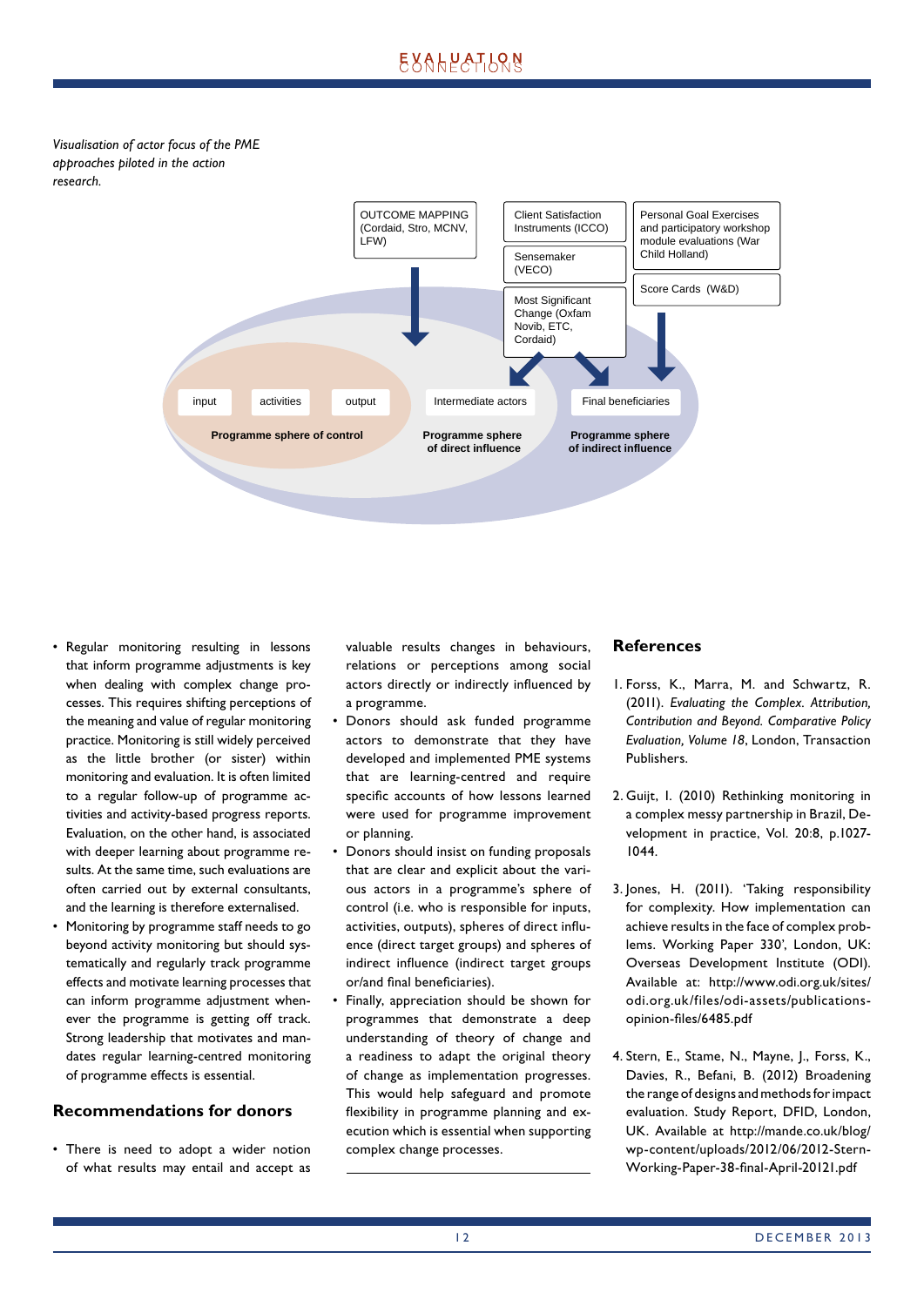*Visualisation of actor focus of the PME approaches piloted in the action research.*

OUTCOME MAPPING (Cordaid, Stro, MCNV, LFW)

Client Satisfaction Instruments (ICCO)

Sensemaker (VECO)

Most Significant Change (Oxfam Novib, ETC, Cordaid)

Personal Goal Exercises and participatory workshop module evaluations (War Child Holland)

Score Cards (W&D)

input | activities | output | Intermediate actors | Final beneficiaries

**Programme sphere of control** | **Programme sphere of direct influence** | **Programme sphere of indirect influence**

- Regular monitoring resulting in lessons that inform programme adjustments is key when dealing with complex change processes. This requires shifting perceptions of the meaning and value of regular monitoring practice. Monitoring is still widely perceived as the little brother (or sister) within monitoring and evaluation. It is often limited to a regular follow-up of programme activities and activity-based progress reports. Evaluation, on the other hand, is associated with deeper learning about programme results. At the same time, such evaluations are often carried out by external consultants, and the learning is therefore externalised.
- Monitoring by programme staff needs to go beyond activity monitoring but should systematically and regularly track programme effects and motivate learning processes that can inform programme adjustment whenever the programme is getting off track. Strong leadership that motivates and mandates regular learning-centred monitoring of programme effects is essential.

## Recommendations for donors

- There is need to adopt a wider notion of what results may entail and accept as valuable results changes in behaviours, relations or perceptions among social actors directly or indirectly influenced by a programme.
- Donors should ask funded programme actors to demonstrate that they have developed and implemented PME systems that are learning-centred and require specific accounts of how lessons learned were used for programme improvement or planning.
- Donors should insist on funding proposals that are clear and explicit about the various actors in a programme's sphere of control (i.e. who is responsible for inputs, activities, outputs), spheres of direct influence (direct target groups) and spheres of indirect influence (indirect target groups or/and final beneficiaries).
- Finally, appreciation should be shown for programmes that demonstrate a deep understanding of theory of change and a readiness to adapt the original theory of change as implementation progresses. This would help safeguard and promote flexibility in programme planning and execution which is essential when supporting complex change processes.

## References

1. Forss, K., Marra, M. and Schwartz, R. (2011). *Evaluating the Complex. Attribution, Contribution and Beyond. Comparative Policy Evaluation, Volume 18*, London, Transaction Publishers.

2. Guijt, I. (2010) Rethinking monitoring in a complex messy partnership in Brazil, Development in practice, Vol. 20:8, p.1027-1044.

3. Jones, H. (2011). 'Taking responsibility for complexity. How implementation can achieve results in the face of complex problems. Working Paper 330', London, UK: Overseas Development Institute (ODI). Available at: http://www.odi.org.uk/sites/odi.org.uk/files/odi-assets/publications-opinion-files/6485.pdf

4. Stern, E., Stame, N., Mayne, J., Forss, K., Davies, R., Befani, B. (2012) Broadening the range of designs and methods for impact evaluation. Study Report, DFID, London, UK. Available at http://mande.co.uk/blog/wp-content/uploads/2012/06/2012-Stern-Working-Paper-38-final-April-20121.pdf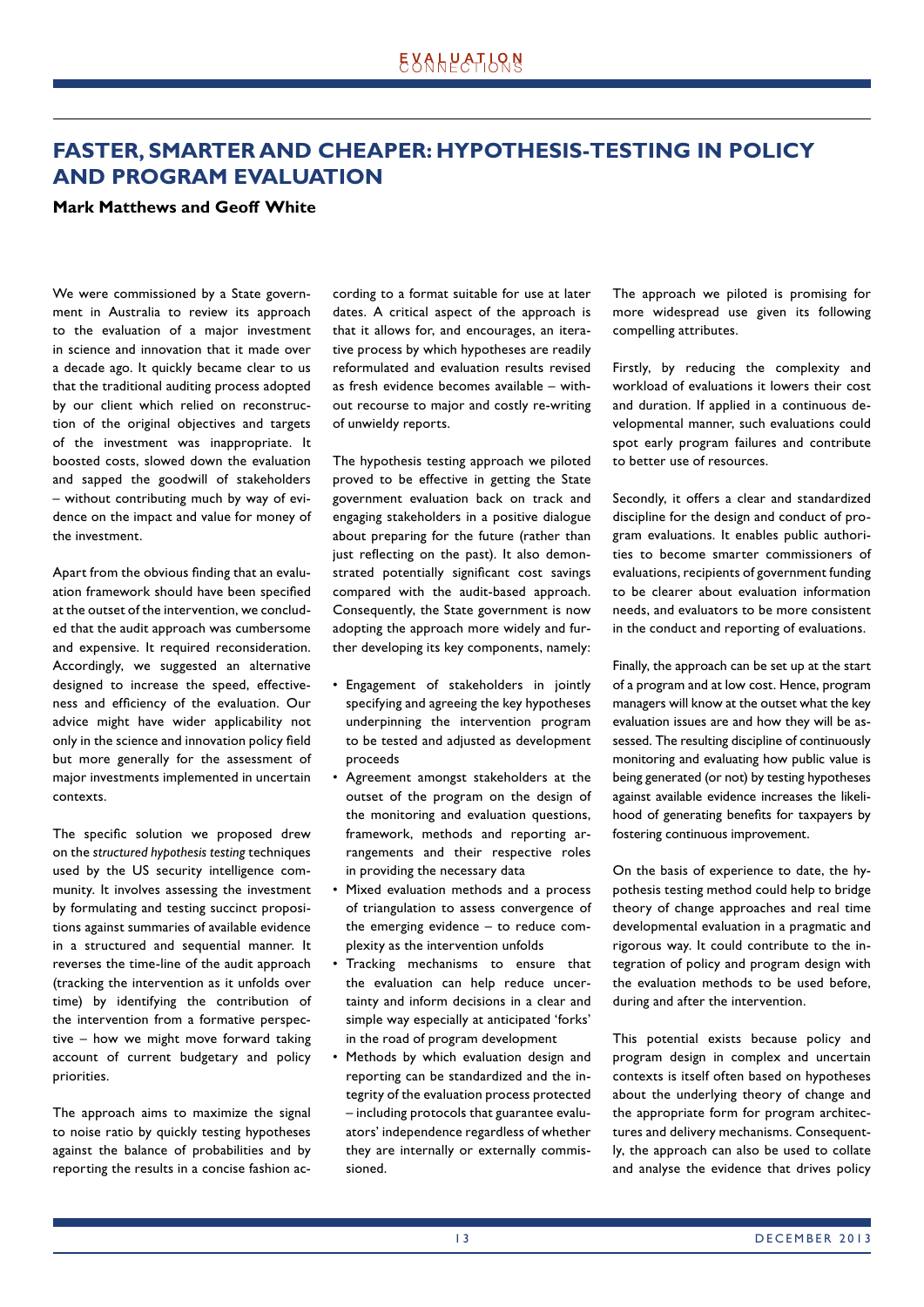# FASTER, SMARTER AND CHEAPER: HYPOTHESIS-TESTING IN POLICY AND PROGRAM EVALUATION

**Mark Matthews and Geoff White**

We were commissioned by a State government in Australia to review its approach to the evaluation of a major investment in science and innovation that it made over a decade ago. It quickly became clear to us that the traditional auditing process adopted by our client which relied on reconstruction of the original objectives and targets of the investment was inappropriate. It boosted costs, slowed down the evaluation and sapped the goodwill of stakeholders – without contributing much by way of evidence on the impact and value for money of the investment.

Apart from the obvious finding that an evaluation framework should have been specified at the outset of the intervention, we concluded that the audit approach was cumbersome and expensive. It required reconsideration. Accordingly, we suggested an alternative designed to increase the speed, effectiveness and efficiency of the evaluation. Our advice might have wider applicability not only in the science and innovation policy field but more generally for the assessment of major investments implemented in uncertain contexts.

The specific solution we proposed drew on the *structured hypothesis testing* techniques used by the US security intelligence community. It involves assessing the investment by formulating and testing succinct propositions against summaries of available evidence in a structured and sequential manner. It reverses the time-line of the audit approach (tracking the intervention as it unfolds over time) by identifying the contribution of the intervention from a formative perspective – how we might move forward taking account of current budgetary and policy priorities.

The approach aims to maximize the signal to noise ratio by quickly testing hypotheses against the balance of probabilities and by reporting the results in a concise fashion according to a format suitable for use at later dates. A critical aspect of the approach is that it allows for, and encourages, an iterative process by which hypotheses are readily reformulated and evaluation results revised as fresh evidence becomes available – without recourse to major and costly re-writing of unwieldy reports.

The hypothesis testing approach we piloted proved to be effective in getting the State government evaluation back on track and engaging stakeholders in a positive dialogue about preparing for the future (rather than just reflecting on the past). It also demonstrated potentially significant cost savings compared with the audit-based approach. Consequently, the State government is now adopting the approach more widely and further developing its key components, namely:

- Engagement of stakeholders in jointly specifying and agreeing the key hypotheses underpinning the intervention program to be tested and adjusted as development proceeds
- Agreement amongst stakeholders at the outset of the program on the design of the monitoring and evaluation questions, framework, methods and reporting arrangements and their respective roles in providing the necessary data
- Mixed evaluation methods and a process of triangulation to assess convergence of the emerging evidence – to reduce complexity as the intervention unfolds
- Tracking mechanisms to ensure that the evaluation can help reduce uncertainty and inform decisions in a clear and simple way especially at anticipated 'forks' in the road of program development
- Methods by which evaluation design and reporting can be standardized and the integrity of the evaluation process protected – including protocols that guarantee evaluators' independence regardless of whether they are internally or externally commissioned.

The approach we piloted is promising for more widespread use given its following compelling attributes.

Firstly, by reducing the complexity and workload of evaluations it lowers their cost and duration. If applied in a continuous developmental manner, such evaluations could spot early program failures and contribute to better use of resources.

Secondly, it offers a clear and standardized discipline for the design and conduct of program evaluations. It enables public authorities to become smarter commissioners of evaluations, recipients of government funding to be clearer about evaluation information needs, and evaluators to be more consistent in the conduct and reporting of evaluations.

Finally, the approach can be set up at the start of a program and at low cost. Hence, program managers will know at the outset what the key evaluation issues are and how they will be assessed. The resulting discipline of continuously monitoring and evaluating how public value is being generated (or not) by testing hypotheses against available evidence increases the likelihood of generating benefits for taxpayers by fostering continuous improvement.

On the basis of experience to date, the hypothesis testing method could help to bridge theory of change approaches and real time developmental evaluation in a pragmatic and rigorous way. It could contribute to the integration of policy and program design with the evaluation methods to be used before, during and after the intervention.

This potential exists because policy and program design in complex and uncertain contexts is itself often based on hypotheses about the underlying theory of change and the appropriate form for program architectures and delivery mechanisms. Consequently, the approach can also be used to collate and analyse the evidence that drives policy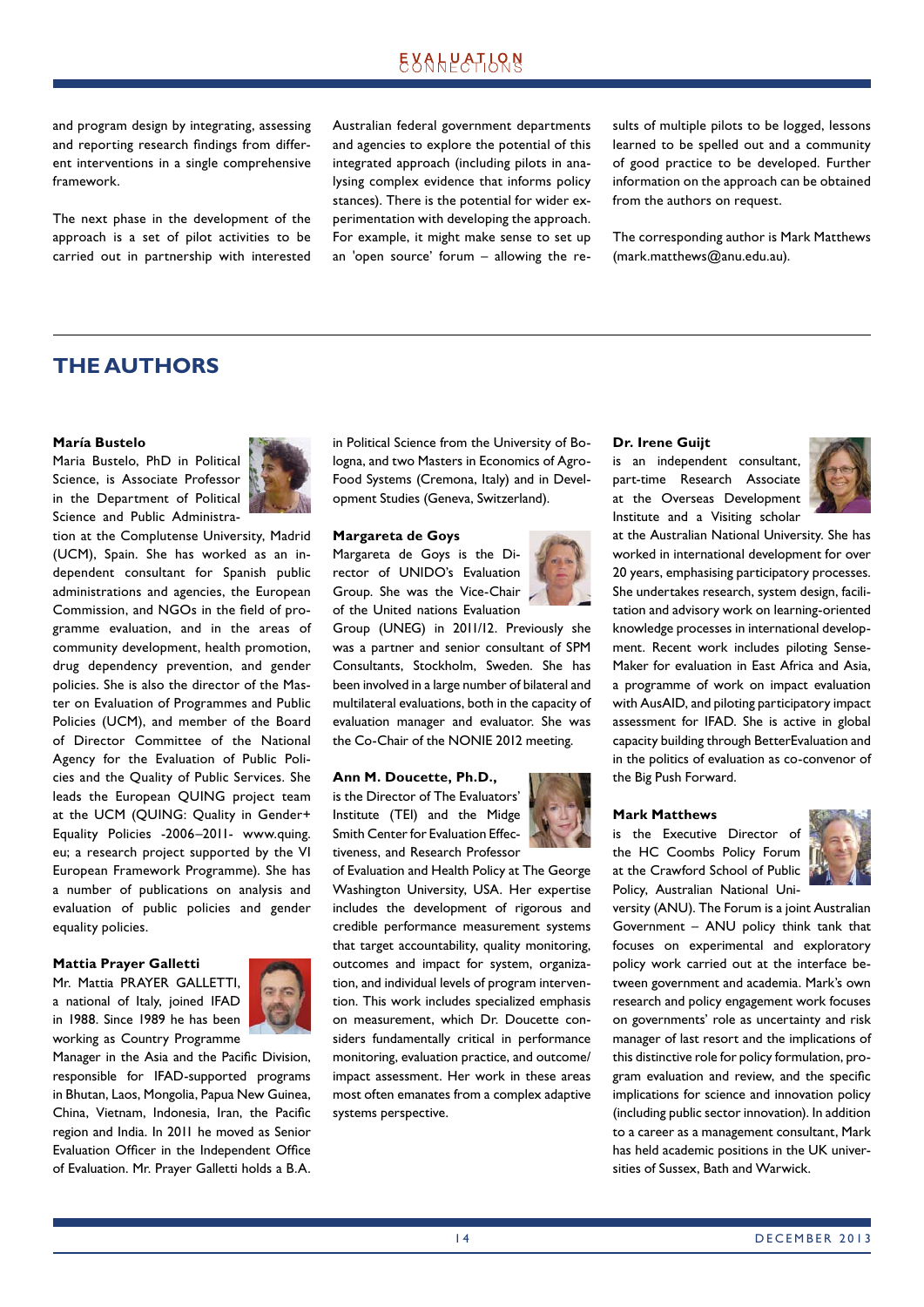and program design by integrating, assessing and reporting research findings from different interventions in a single comprehensive framework.

The next phase in the development of the approach is a set of pilot activities to be carried out in partnership with interested Australian federal government departments and agencies to explore the potential of this integrated approach (including pilots in analysing complex evidence that informs policy stances). There is the potential for wider experimentation with developing the approach. For example, it might make sense to set up an 'open source' forum – allowing the results of multiple pilots to be logged, lessons learned to be spelled out and a community of good practice to be developed. Further information on the approach can be obtained from the authors on request.

The corresponding author is Mark Matthews (mark.matthews@anu.edu.au).

## THE AUTHORS

**María Bustelo**

Maria Bustelo, PhD in Political Science, is Associate Professor in the Department of Political Science and Public Administration at the Complutense University, Madrid (UCM), Spain. She has worked as an independent consultant for Spanish public administrations and agencies, the European Commission, and NGOs in the field of programme evaluation, and in the areas of community development, health promotion, drug dependency prevention, and gender policies. She is also the director of the Master on Evaluation of Programmes and Public Policies (UCM), and member of the Board of Director Committee of the National Agency for the Evaluation of Public Policies and the Quality of Public Services. She leads the European QUING project team at the UCM (QUING: Quality in Gender+ Equality Policies -2006–2011- www.quing.eu; a research project supported by the VI European Framework Programme). She has a number of publications on analysis and evaluation of public policies and gender equality policies.

**Mattia Prayer Galletti**

Mr. Mattia PRAYER GALLETTI, a national of Italy, joined IFAD in 1988. Since 1989 he has been working as Country Programme Manager in the Asia and the Pacific Division, responsible for IFAD-supported programs in Bhutan, Laos, Mongolia, Papua New Guinea, China, Vietnam, Indonesia, Iran, the Pacific region and India. In 2011 he moved as Senior Evaluation Officer in the Independent Office of Evaluation. Mr. Prayer Galletti holds a B.A. in Political Science from the University of Bologna, and two Masters in Economics of Agro-Food Systems (Cremona, Italy) and in Development Studies (Geneva, Switzerland).

**Margareta de Goys**

Margareta de Goys is the Director of UNIDO's Evaluation Group. She was the Vice-Chair of the United nations Evaluation Group (UNEG) in 2011/12. Previously she was a partner and senior consultant of SPM Consultants, Stockholm, Sweden. She has been involved in a large number of bilateral and multilateral evaluations, both in the capacity of evaluation manager and evaluator. She was the Co-Chair of the NONIE 2012 meeting.

**Ann M. Doucette, Ph.D.,**

is the Director of The Evaluators' Institute (TEI) and the Midge Smith Center for Evaluation Effectiveness, and Research Professor of Evaluation and Health Policy at The George Washington University, USA. Her expertise includes the development of rigorous and credible performance measurement systems that target accountability, quality monitoring, outcomes and impact for system, organization, and individual levels of program intervention. This work includes specialized emphasis on measurement, which Dr. Doucette considers fundamentally critical in performance monitoring, evaluation practice, and outcome/impact assessment. Her work in these areas most often emanates from a complex adaptive systems perspective.

**Dr. Irene Guijt**

is an independent consultant, part-time Research Associate at the Overseas Development Institute and a Visiting scholar at the Australian National University. She has worked in international development for over 20 years, emphasising participatory processes. She undertakes research, system design, facilitation and advisory work on learning-oriented knowledge processes in international development. Recent work includes piloting Sense-Maker for evaluation in East Africa and Asia, a programme of work on impact evaluation with AusAID, and piloting participatory impact assessment for IFAD. She is active in global capacity building through BetterEvaluation and in the politics of evaluation as co-convenor of the Big Push Forward.

**Mark Matthews**

is the Executive Director of the HC Coombs Policy Forum at the Crawford School of Public Policy, Australian National University (ANU). The Forum is a joint Australian Government – ANU policy think tank that focuses on experimental and exploratory policy work carried out at the interface between government and academia. Mark's own research and policy engagement work focuses on governments' role as uncertainty and risk manager of last resort and the implications of this distinctive role for policy formulation, program evaluation and review, and the specific implications for science and innovation policy (including public sector innovation). In addition to a career as a management consultant, Mark has held academic positions in the UK universities of Sussex, Bath and Warwick.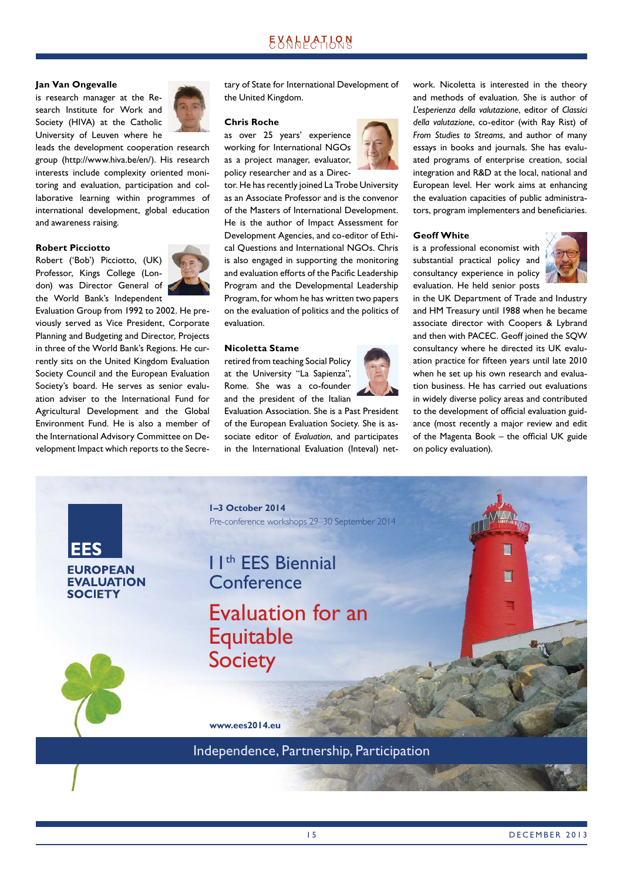**Jan Van Ongevalle**

is research manager at the Research Institute for Work and Society (HIVA) at the Catholic University of Leuven where he leads the development cooperation research group (http://www.hiva.be/en/). His research interests include complexity oriented monitoring and evaluation, participation and collaborative learning within programmes of international development, global education and awareness raising.

**Robert Picciotto**

Robert ('Bob') Picciotto, (UK) Professor, Kings College (London) was Director General of the World Bank's Independent Evaluation Group from 1992 to 2002. He previously served as Vice President, Corporate Planning and Budgeting and Director, Projects in three of the World Bank's Regions. He currently sits on the United Kingdom Evaluation Society Council and the European Evaluation Society's board. He serves as senior evaluation adviser to the International Fund for Agricultural Development and the Global Environment Fund. He is also a member of the International Advisory Committee on Development Impact which reports to the Secretary of State for International Development of the United Kingdom.

**Chris Roche**

as over 25 years' experience working for International NGOs as a project manager, evaluator, policy researcher and as a Director. He has recently joined La Trobe University as an Associate Professor and is the convenor of the Masters of International Development. He is the author of Impact Assessment for Development Agencies, and co-editor of Ethical Questions and International NGOs. Chris is also engaged in supporting the monitoring and evaluation efforts of the Pacific Leadership Program and the Developmental Leadership Program, for whom he has written two papers on the evaluation of politics and the politics of evaluation.

**Nicoletta Stame**

retired from teaching Social Policy at the University "La Sapienza", Rome. She was a co-founder and the president of the Italian Evaluation Association. She is a Past President of the European Evaluation Society. She is associate editor of *Evaluation*, and participates in the International Evaluation (Inteval) network. Nicoletta is interested in the theory and methods of evaluation. She is author of *L'esperienza della valutazione*, editor of *Classici della valutazione*, co-editor (with Ray Rist) of *From Studies to Streams*, and author of many essays in books and journals. She has evaluated programs of enterprise creation, social integration and R&D at the local, national and European level. Her work aims at enhancing the evaluation capacities of public administrators, program implementers and beneficiaries.

**Geoff White**

is a professional economist with substantial practical policy and consultancy experience in policy evaluation. He held senior posts in the UK Department of Trade and Industry and HM Treasury until 1988 when he became associate director with Coopers & Lybrand and then with PACEC. Geoff joined the SQW consultancy where he directed its UK evaluation practice for fifteen years until late 2010 when he set up his own research and evaluation business. He has carried out evaluations in widely diverse policy areas and contributed to the development of official evaluation guidance (most recently a major review and edit of the Magenta Book – the official UK guide on policy evaluation).

---

**EES**
**EUROPEAN EVALUATION SOCIETY**

**1–3 October 2014**
Pre-conference workshops 29–30 September 2014

## 11th EES Biennial Conference

## Evaluation for an Equitable Society

**www.ees2014.eu**

Independence, Partnership, Participation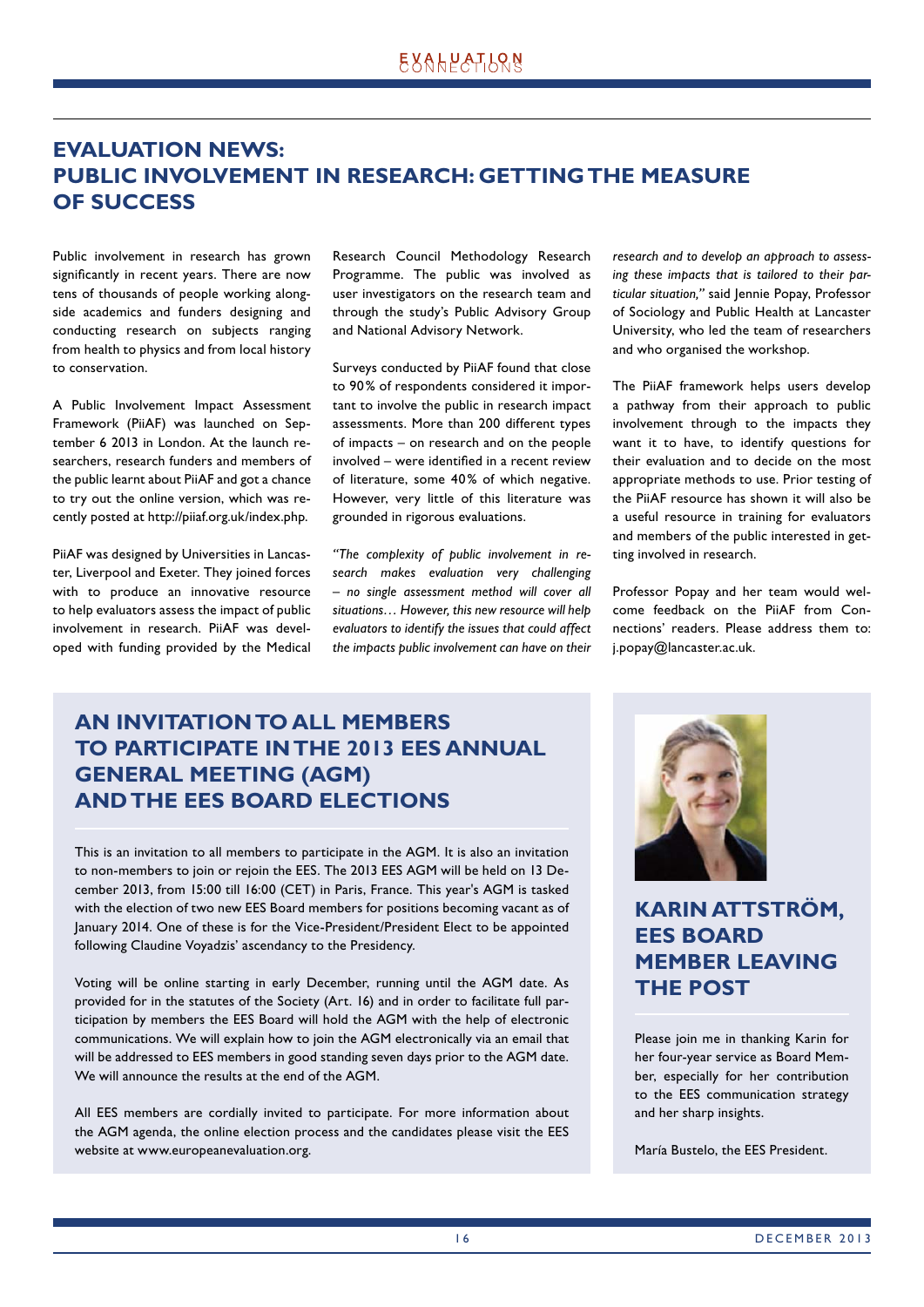# EVALUATION NEWS: PUBLIC INVOLVEMENT IN RESEARCH: GETTING THE MEASURE OF SUCCESS

Public involvement in research has grown significantly in recent years. There are now tens of thousands of people working alongside academics and funders designing and conducting research on subjects ranging from health to physics and from local history to conservation.

A Public Involvement Impact Assessment Framework (PiiAF) was launched on September 6 2013 in London. At the launch researchers, research funders and members of the public learnt about PiiAF and got a chance to try out the online version, which was recently posted at http://piiaf.org.uk/index.php.

PiiAF was designed by Universities in Lancaster, Liverpool and Exeter. They joined forces with to produce an innovative resource to help evaluators assess the impact of public involvement in research. PiiAF was developed with funding provided by the Medical Research Council Methodology Research Programme. The public was involved as user investigators on the research team and through the study's Public Advisory Group and National Advisory Network.

Surveys conducted by PiiAF found that close to 90% of respondents considered it important to involve the public in research impact assessments. More than 200 different types of impacts – on research and on the people involved – were identified in a recent review of literature, some 40% of which negative. However, very little of this literature was grounded in rigorous evaluations.

*"The complexity of public involvement in research makes evaluation very challenging – no single assessment method will cover all situations… However, this new resource will help evaluators to identify the issues that could affect the impacts public involvement can have on their research and to develop an approach to assessing these impacts that is tailored to their particular situation,"* said Jennie Popay, Professor of Sociology and Public Health at Lancaster University, who led the team of researchers and who organised the workshop.

The PiiAF framework helps users develop a pathway from their approach to public involvement through to the impacts they want it to have, to identify questions for their evaluation and to decide on the most appropriate methods to use. Prior testing of the PiiAF resource has shown it will also be a useful resource in training for evaluators and members of the public interested in getting involved in research.

Professor Popay and her team would welcome feedback on the PiiAF from Connections' readers. Please address them to: j.popay@lancaster.ac.uk.

## AN INVITATION TO ALL MEMBERS TO PARTICIPATE IN THE 2013 EES ANNUAL GENERAL MEETING (AGM) AND THE EES BOARD ELECTIONS

This is an invitation to all members to participate in the AGM. It is also an invitation to non-members to join or rejoin the EES. The 2013 EES AGM will be held on 13 December 2013, from 15:00 till 16:00 (CET) in Paris, France. This year's AGM is tasked with the election of two new EES Board members for positions becoming vacant as of January 2014. One of these is for the Vice-President/President Elect to be appointed following Claudine Voyadzis' ascendancy to the Presidency.

Voting will be online starting in early December, running until the AGM date. As provided for in the statutes of the Society (Art. 16) and in order to facilitate full participation by members the EES Board will hold the AGM with the help of electronic communications. We will explain how to join the AGM electronically via an email that will be addressed to EES members in good standing seven days prior to the AGM date. We will announce the results at the end of the AGM.

All EES members are cordially invited to participate. For more information about the AGM agenda, the online election process and the candidates please visit the EES website at www.europeanevaluation.org.

## KARIN ATTSTRÖM, EES BOARD MEMBER LEAVING THE POST

Please join me in thanking Karin for her four-year service as Board Member, especially for her contribution to the EES communication strategy and her sharp insights.

María Bustelo, the EES President.